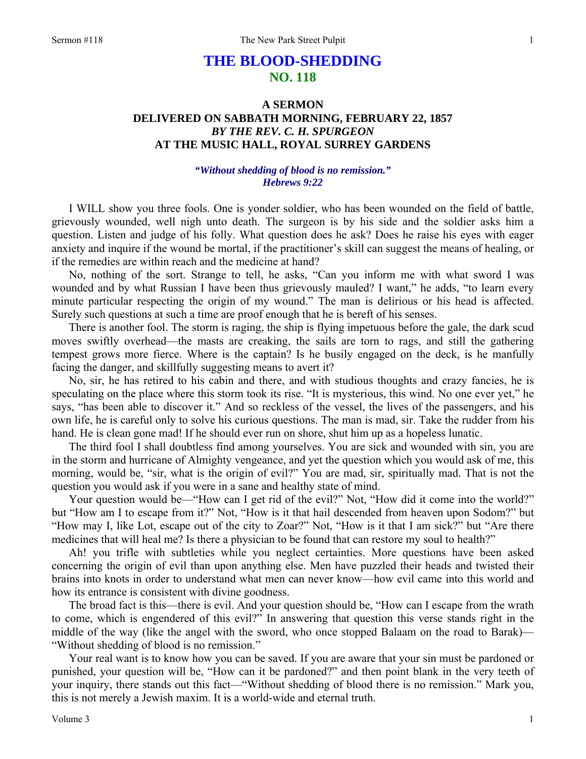# THE BLOOD-SHEDDING
## NO. 118

### A SERMON
### DELIVERED ON SABBATH MORNING, FEBRUARY 22, 1857
### *BY THE REV. C. H. SPURGEON*
### AT THE MUSIC HALL, ROYAL SURREY GARDENS

***"Without shedding of blood is no remission." Hebrews 9:22***

I WILL show you three fools. One is yonder soldier, who has been wounded on the field of battle, grievously wounded, well nigh unto death. The surgeon is by his side and the soldier asks him a question. Listen and judge of his folly. What question does he ask? Does he raise his eyes with eager anxiety and inquire if the wound be mortal, if the practitioner's skill can suggest the means of healing, or if the remedies are within reach and the medicine at hand?

No, nothing of the sort. Strange to tell, he asks, "Can you inform me with what sword I was wounded and by what Russian I have been thus grievously mauled? I want," he adds, "to learn every minute particular respecting the origin of my wound." The man is delirious or his head is affected. Surely such questions at such a time are proof enough that he is bereft of his senses.

There is another fool. The storm is raging, the ship is flying impetuous before the gale, the dark scud moves swiftly overhead—the masts are creaking, the sails are torn to rags, and still the gathering tempest grows more fierce. Where is the captain? Is he busily engaged on the deck, is he manfully facing the danger, and skillfully suggesting means to avert it?

No, sir, he has retired to his cabin and there, and with studious thoughts and crazy fancies, he is speculating on the place where this storm took its rise. "It is mysterious, this wind. No one ever yet," he says, "has been able to discover it." And so reckless of the vessel, the lives of the passengers, and his own life, he is careful only to solve his curious questions. The man is mad, sir. Take the rudder from his hand. He is clean gone mad! If he should ever run on shore, shut him up as a hopeless lunatic.

The third fool I shall doubtless find among yourselves. You are sick and wounded with sin, you are in the storm and hurricane of Almighty vengeance, and yet the question which you would ask of me, this morning, would be, "sir, what is the origin of evil?" You are mad, sir, spiritually mad. That is not the question you would ask if you were in a sane and healthy state of mind.

Your question would be—"How can I get rid of the evil?" Not, "How did it come into the world?" but "How am I to escape from it?" Not, "How is it that hail descended from heaven upon Sodom?" but "How may I, like Lot, escape out of the city to Zoar?" Not, "How is it that I am sick?" but "Are there medicines that will heal me? Is there a physician to be found that can restore my soul to health?"

Ah! you trifle with subtleties while you neglect certainties. More questions have been asked concerning the origin of evil than upon anything else. Men have puzzled their heads and twisted their brains into knots in order to understand what men can never know—how evil came into this world and how its entrance is consistent with divine goodness.

The broad fact is this—there is evil. And your question should be, "How can I escape from the wrath to come, which is engendered of this evil?" In answering that question this verse stands right in the middle of the way (like the angel with the sword, who once stopped Balaam on the road to Barak)—"Without shedding of blood is no remission."

Your real want is to know how you can be saved. If you are aware that your sin must be pardoned or punished, your question will be, "How can it be pardoned?" and then point blank in the very teeth of your inquiry, there stands out this fact—"Without shedding of blood there is no remission." Mark you, this is not merely a Jewish maxim. It is a world-wide and eternal truth.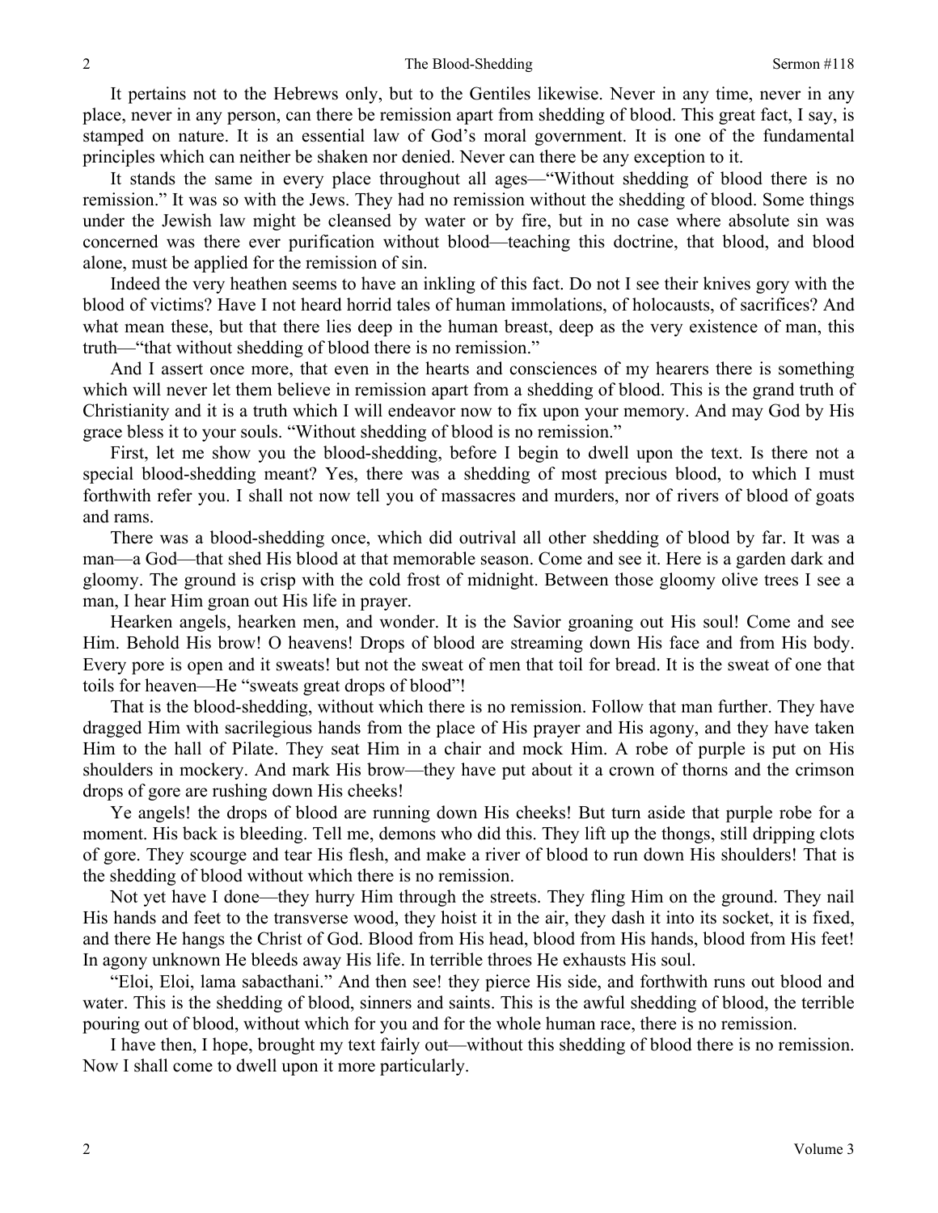It pertains not to the Hebrews only, but to the Gentiles likewise. Never in any time, never in any place, never in any person, can there be remission apart from shedding of blood. This great fact, I say, is stamped on nature. It is an essential law of God's moral government. It is one of the fundamental principles which can neither be shaken nor denied. Never can there be any exception to it.

It stands the same in every place throughout all ages—"Without shedding of blood there is no remission." It was so with the Jews. They had no remission without the shedding of blood. Some things under the Jewish law might be cleansed by water or by fire, but in no case where absolute sin was concerned was there ever purification without blood—teaching this doctrine, that blood, and blood alone, must be applied for the remission of sin.

Indeed the very heathen seems to have an inkling of this fact. Do not I see their knives gory with the blood of victims? Have I not heard horrid tales of human immolations, of holocausts, of sacrifices? And what mean these, but that there lies deep in the human breast, deep as the very existence of man, this truth—"that without shedding of blood there is no remission."

And I assert once more, that even in the hearts and consciences of my hearers there is something which will never let them believe in remission apart from a shedding of blood. This is the grand truth of Christianity and it is a truth which I will endeavor now to fix upon your memory. And may God by His grace bless it to your souls. "Without shedding of blood is no remission."

First, let me show you the blood-shedding, before I begin to dwell upon the text. Is there not a special blood-shedding meant? Yes, there was a shedding of most precious blood, to which I must forthwith refer you. I shall not now tell you of massacres and murders, nor of rivers of blood of goats and rams.

There was a blood-shedding once, which did outrival all other shedding of blood by far. It was a man—a God—that shed His blood at that memorable season. Come and see it. Here is a garden dark and gloomy. The ground is crisp with the cold frost of midnight. Between those gloomy olive trees I see a man, I hear Him groan out His life in prayer.

Hearken angels, hearken men, and wonder. It is the Savior groaning out His soul! Come and see Him. Behold His brow! O heavens! Drops of blood are streaming down His face and from His body. Every pore is open and it sweats! but not the sweat of men that toil for bread. It is the sweat of one that toils for heaven—He "sweats great drops of blood"!

That is the blood-shedding, without which there is no remission. Follow that man further. They have dragged Him with sacrilegious hands from the place of His prayer and His agony, and they have taken Him to the hall of Pilate. They seat Him in a chair and mock Him. A robe of purple is put on His shoulders in mockery. And mark His brow—they have put about it a crown of thorns and the crimson drops of gore are rushing down His cheeks!

Ye angels! the drops of blood are running down His cheeks! But turn aside that purple robe for a moment. His back is bleeding. Tell me, demons who did this. They lift up the thongs, still dripping clots of gore. They scourge and tear His flesh, and make a river of blood to run down His shoulders! That is the shedding of blood without which there is no remission.

Not yet have I done—they hurry Him through the streets. They fling Him on the ground. They nail His hands and feet to the transverse wood, they hoist it in the air, they dash it into its socket, it is fixed, and there He hangs the Christ of God. Blood from His head, blood from His hands, blood from His feet! In agony unknown He bleeds away His life. In terrible throes He exhausts His soul.

"Eloi, Eloi, lama sabacthani." And then see! they pierce His side, and forthwith runs out blood and water. This is the shedding of blood, sinners and saints. This is the awful shedding of blood, the terrible pouring out of blood, without which for you and for the whole human race, there is no remission.

I have then, I hope, brought my text fairly out—without this shedding of blood there is no remission. Now I shall come to dwell upon it more particularly.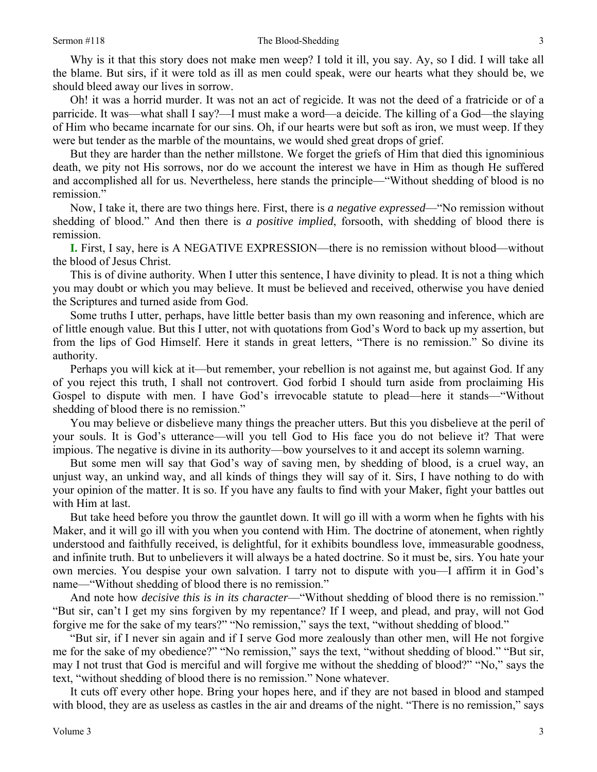Why is it that this story does not make men weep? I told it ill, you say. Ay, so I did. I will take all the blame. But sirs, if it were told as ill as men could speak, were our hearts what they should be, we should bleed away our lives in sorrow.

Oh! it was a horrid murder. It was not an act of regicide. It was not the deed of a fratricide or of a parricide. It was—what shall I say?—I must make a word—a deicide. The killing of a God—the slaying of Him who became incarnate for our sins. Oh, if our hearts were but soft as iron, we must weep. If they were but tender as the marble of the mountains, we would shed great drops of grief.

But they are harder than the nether millstone. We forget the griefs of Him that died this ignominious death, we pity not His sorrows, nor do we account the interest we have in Him as though He suffered and accomplished all for us. Nevertheless, here stands the principle—"Without shedding of blood is no remission."

Now, I take it, there are two things here. First, there is *a negative expressed*—"No remission without shedding of blood." And then there is *a positive implied*, forsooth, with shedding of blood there is remission.

**I.** First, I say, here is A NEGATIVE EXPRESSION—there is no remission without blood—without the blood of Jesus Christ.

This is of divine authority. When I utter this sentence, I have divinity to plead. It is not a thing which you may doubt or which you may believe. It must be believed and received, otherwise you have denied the Scriptures and turned aside from God.

Some truths I utter, perhaps, have little better basis than my own reasoning and inference, which are of little enough value. But this I utter, not with quotations from God's Word to back up my assertion, but from the lips of God Himself. Here it stands in great letters, "There is no remission." So divine its authority.

Perhaps you will kick at it—but remember, your rebellion is not against me, but against God. If any of you reject this truth, I shall not controvert. God forbid I should turn aside from proclaiming His Gospel to dispute with men. I have God's irrevocable statute to plead—here it stands—"Without shedding of blood there is no remission."

You may believe or disbelieve many things the preacher utters. But this you disbelieve at the peril of your souls. It is God's utterance—will you tell God to His face you do not believe it? That were impious. The negative is divine in its authority—bow yourselves to it and accept its solemn warning.

But some men will say that God's way of saving men, by shedding of blood, is a cruel way, an unjust way, an unkind way, and all kinds of things they will say of it. Sirs, I have nothing to do with your opinion of the matter. It is so. If you have any faults to find with your Maker, fight your battles out with Him at last.

But take heed before you throw the gauntlet down. It will go ill with a worm when he fights with his Maker, and it will go ill with you when you contend with Him. The doctrine of atonement, when rightly understood and faithfully received, is delightful, for it exhibits boundless love, immeasurable goodness, and infinite truth. But to unbelievers it will always be a hated doctrine. So it must be, sirs. You hate your own mercies. You despise your own salvation. I tarry not to dispute with you—I affirm it in God's name—"Without shedding of blood there is no remission."

And note how *decisive this is in its character*—"Without shedding of blood there is no remission." "But sir, can't I get my sins forgiven by my repentance? If I weep, and plead, and pray, will not God forgive me for the sake of my tears?" "No remission," says the text, "without shedding of blood."

"But sir, if I never sin again and if I serve God more zealously than other men, will He not forgive me for the sake of my obedience?" "No remission," says the text, "without shedding of blood." "But sir, may I not trust that God is merciful and will forgive me without the shedding of blood?" "No," says the text, "without shedding of blood there is no remission." None whatever.

It cuts off every other hope. Bring your hopes here, and if they are not based in blood and stamped with blood, they are as useless as castles in the air and dreams of the night. "There is no remission," says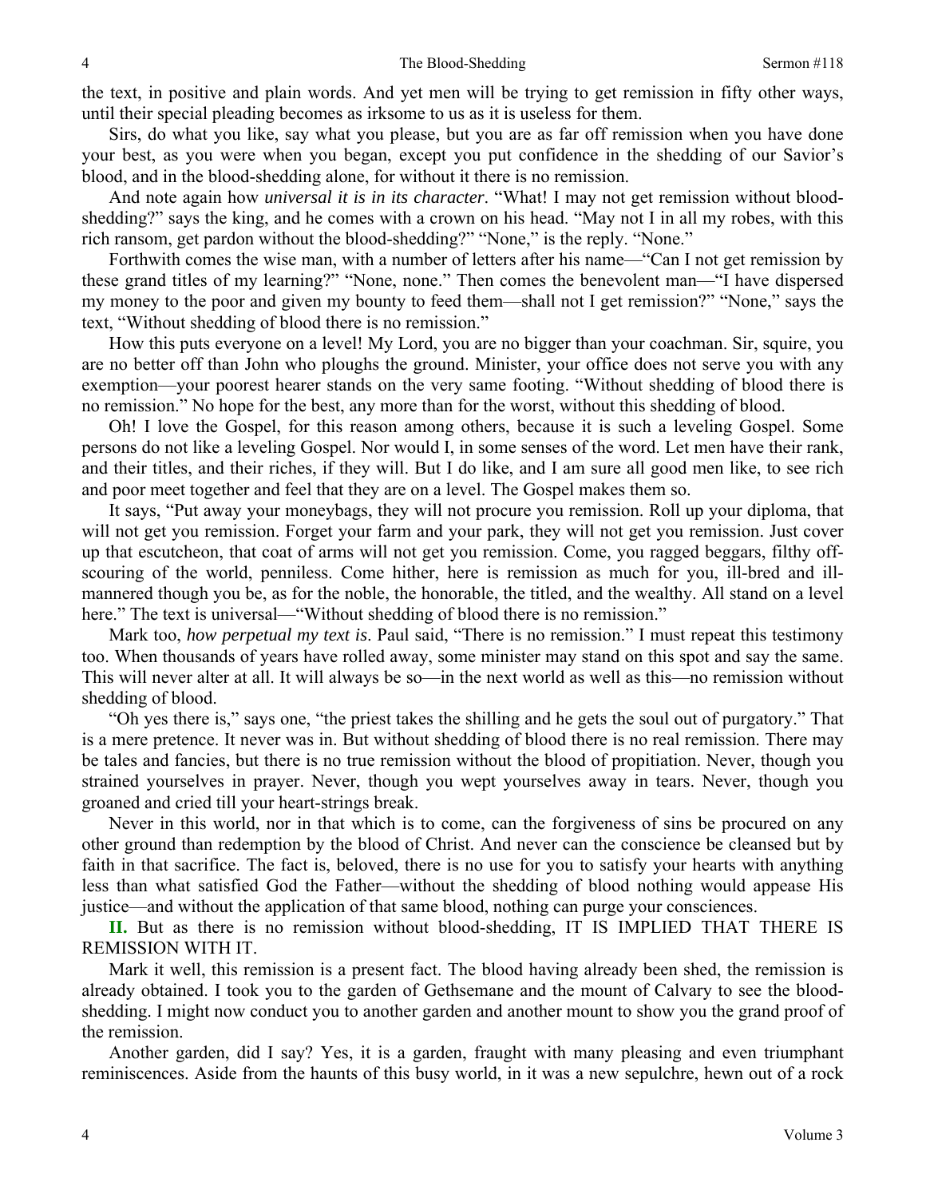the text, in positive and plain words. And yet men will be trying to get remission in fifty other ways, until their special pleading becomes as irksome to us as it is useless for them.

Sirs, do what you like, say what you please, but you are as far off remission when you have done your best, as you were when you began, except you put confidence in the shedding of our Savior's blood, and in the blood-shedding alone, for without it there is no remission.

And note again how *universal it is in its character*. "What! I may not get remission without blood-shedding?" says the king, and he comes with a crown on his head. "May not I in all my robes, with this rich ransom, get pardon without the blood-shedding?" "None," is the reply. "None."

Forthwith comes the wise man, with a number of letters after his name—"Can I not get remission by these grand titles of my learning?" "None, none." Then comes the benevolent man—"I have dispersed my money to the poor and given my bounty to feed them—shall not I get remission?" "None," says the text, "Without shedding of blood there is no remission."

How this puts everyone on a level! My Lord, you are no bigger than your coachman. Sir, squire, you are no better off than John who ploughs the ground. Minister, your office does not serve you with any exemption—your poorest hearer stands on the very same footing. "Without shedding of blood there is no remission." No hope for the best, any more than for the worst, without this shedding of blood.

Oh! I love the Gospel, for this reason among others, because it is such a leveling Gospel. Some persons do not like a leveling Gospel. Nor would I, in some senses of the word. Let men have their rank, and their titles, and their riches, if they will. But I do like, and I am sure all good men like, to see rich and poor meet together and feel that they are on a level. The Gospel makes them so.

It says, "Put away your moneybags, they will not procure you remission. Roll up your diploma, that will not get you remission. Forget your farm and your park, they will not get you remission. Just cover up that escutcheon, that coat of arms will not get you remission. Come, you ragged beggars, filthy off-scouring of the world, penniless. Come hither, here is remission as much for you, ill-bred and ill-mannered though you be, as for the noble, the honorable, the titled, and the wealthy. All stand on a level here." The text is universal—"Without shedding of blood there is no remission."

Mark too, *how perpetual my text is*. Paul said, "There is no remission." I must repeat this testimony too. When thousands of years have rolled away, some minister may stand on this spot and say the same. This will never alter at all. It will always be so—in the next world as well as this—no remission without shedding of blood.

"Oh yes there is," says one, "the priest takes the shilling and he gets the soul out of purgatory." That is a mere pretence. It never was in. But without shedding of blood there is no real remission. There may be tales and fancies, but there is no true remission without the blood of propitiation. Never, though you strained yourselves in prayer. Never, though you wept yourselves away in tears. Never, though you groaned and cried till your heart-strings break.

Never in this world, nor in that which is to come, can the forgiveness of sins be procured on any other ground than redemption by the blood of Christ. And never can the conscience be cleansed but by faith in that sacrifice. The fact is, beloved, there is no use for you to satisfy your hearts with anything less than what satisfied God the Father—without the shedding of blood nothing would appease His justice—and without the application of that same blood, nothing can purge your consciences.

**II.** But as there is no remission without blood-shedding, IT IS IMPLIED THAT THERE IS REMISSION WITH IT.

Mark it well, this remission is a present fact. The blood having already been shed, the remission is already obtained. I took you to the garden of Gethsemane and the mount of Calvary to see the blood-shedding. I might now conduct you to another garden and another mount to show you the grand proof of the remission.

Another garden, did I say? Yes, it is a garden, fraught with many pleasing and even triumphant reminiscences. Aside from the haunts of this busy world, in it was a new sepulchre, hewn out of a rock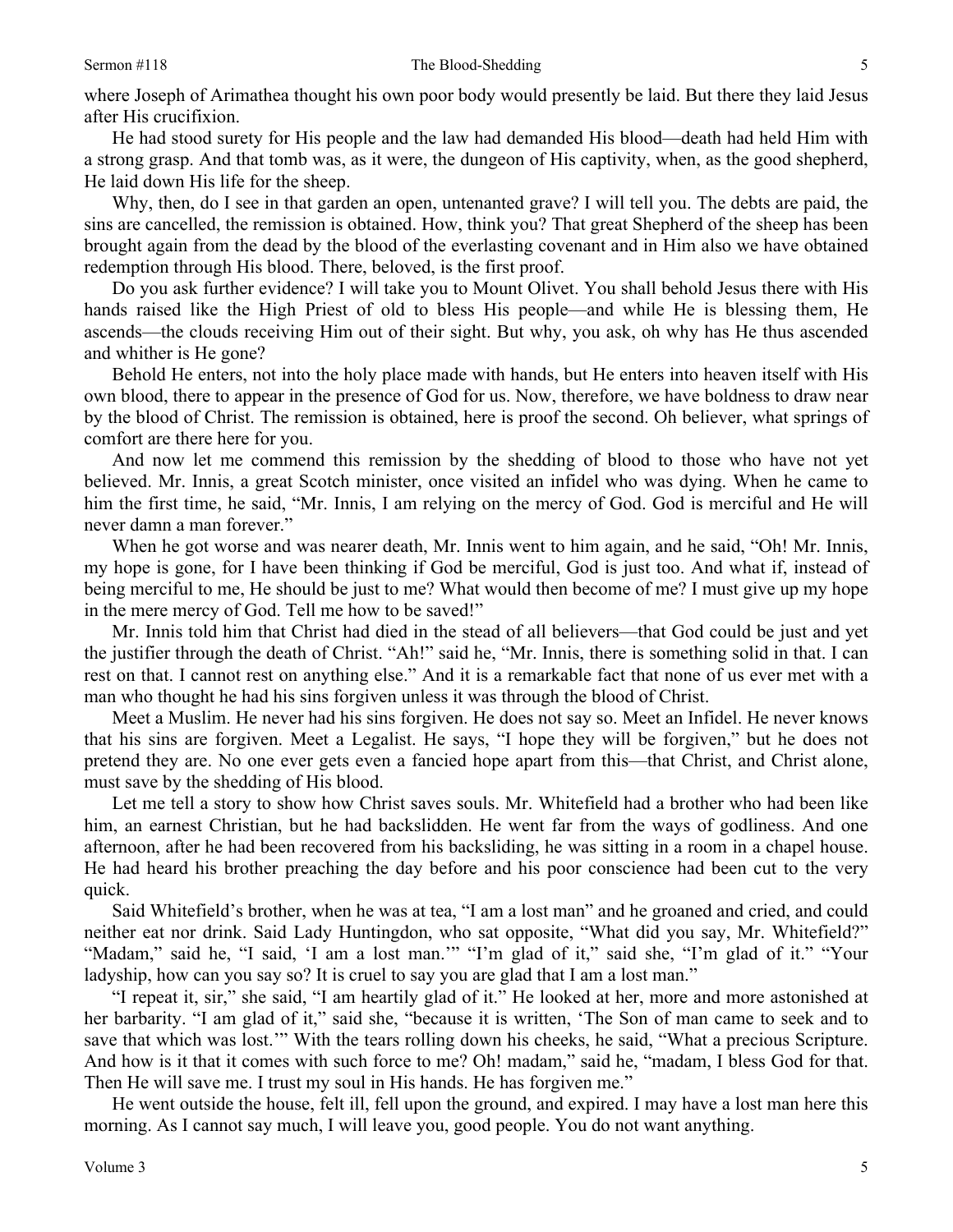where Joseph of Arimathea thought his own poor body would presently be laid. But there they laid Jesus after His crucifixion.

He had stood surety for His people and the law had demanded His blood—death had held Him with a strong grasp. And that tomb was, as it were, the dungeon of His captivity, when, as the good shepherd, He laid down His life for the sheep.

Why, then, do I see in that garden an open, untenanted grave? I will tell you. The debts are paid, the sins are cancelled, the remission is obtained. How, think you? That great Shepherd of the sheep has been brought again from the dead by the blood of the everlasting covenant and in Him also we have obtained redemption through His blood. There, beloved, is the first proof.

Do you ask further evidence? I will take you to Mount Olivet. You shall behold Jesus there with His hands raised like the High Priest of old to bless His people—and while He is blessing them, He ascends—the clouds receiving Him out of their sight. But why, you ask, oh why has He thus ascended and whither is He gone?

Behold He enters, not into the holy place made with hands, but He enters into heaven itself with His own blood, there to appear in the presence of God for us. Now, therefore, we have boldness to draw near by the blood of Christ. The remission is obtained, here is proof the second. Oh believer, what springs of comfort are there here for you.

And now let me commend this remission by the shedding of blood to those who have not yet believed. Mr. Innis, a great Scotch minister, once visited an infidel who was dying. When he came to him the first time, he said, "Mr. Innis, I am relying on the mercy of God. God is merciful and He will never damn a man forever."

When he got worse and was nearer death, Mr. Innis went to him again, and he said, "Oh! Mr. Innis, my hope is gone, for I have been thinking if God be merciful, God is just too. And what if, instead of being merciful to me, He should be just to me? What would then become of me? I must give up my hope in the mere mercy of God. Tell me how to be saved!"

Mr. Innis told him that Christ had died in the stead of all believers—that God could be just and yet the justifier through the death of Christ. "Ah!" said he, "Mr. Innis, there is something solid in that. I can rest on that. I cannot rest on anything else." And it is a remarkable fact that none of us ever met with a man who thought he had his sins forgiven unless it was through the blood of Christ.

Meet a Muslim. He never had his sins forgiven. He does not say so. Meet an Infidel. He never knows that his sins are forgiven. Meet a Legalist. He says, "I hope they will be forgiven," but he does not pretend they are. No one ever gets even a fancied hope apart from this—that Christ, and Christ alone, must save by the shedding of His blood.

Let me tell a story to show how Christ saves souls. Mr. Whitefield had a brother who had been like him, an earnest Christian, but he had backslidden. He went far from the ways of godliness. And one afternoon, after he had been recovered from his backsliding, he was sitting in a room in a chapel house. He had heard his brother preaching the day before and his poor conscience had been cut to the very quick.

Said Whitefield's brother, when he was at tea, "I am a lost man" and he groaned and cried, and could neither eat nor drink. Said Lady Huntingdon, who sat opposite, "What did you say, Mr. Whitefield?" "Madam," said he, "I said, 'I am a lost man.'" "I'm glad of it," said she, "I'm glad of it." "Your ladyship, how can you say so? It is cruel to say you are glad that I am a lost man."

"I repeat it, sir," she said, "I am heartily glad of it." He looked at her, more and more astonished at her barbarity. "I am glad of it," said she, "because it is written, 'The Son of man came to seek and to save that which was lost.'" With the tears rolling down his cheeks, he said, "What a precious Scripture. And how is it that it comes with such force to me? Oh! madam," said he, "madam, I bless God for that. Then He will save me. I trust my soul in His hands. He has forgiven me."

He went outside the house, felt ill, fell upon the ground, and expired. I may have a lost man here this morning. As I cannot say much, I will leave you, good people. You do not want anything.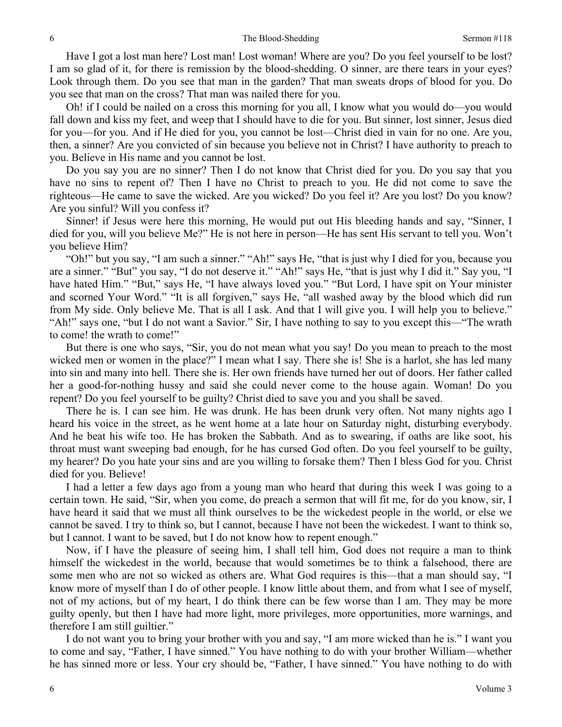Have I got a lost man here? Lost man! Lost woman! Where are you? Do you feel yourself to be lost? I am so glad of it, for there is remission by the blood-shedding. O sinner, are there tears in your eyes? Look through them. Do you see that man in the garden? That man sweats drops of blood for you. Do you see that man on the cross? That man was nailed there for you.

Oh! if I could be nailed on a cross this morning for you all, I know what you would do—you would fall down and kiss my feet, and weep that I should have to die for you. But sinner, lost sinner, Jesus died for you—for you. And if He died for you, you cannot be lost—Christ died in vain for no one. Are you, then, a sinner? Are you convicted of sin because you believe not in Christ? I have authority to preach to you. Believe in His name and you cannot be lost.

Do you say you are no sinner? Then I do not know that Christ died for you. Do you say that you have no sins to repent of? Then I have no Christ to preach to you. He did not come to save the righteous—He came to save the wicked. Are you wicked? Do you feel it? Are you lost? Do you know? Are you sinful? Will you confess it?

Sinner! if Jesus were here this morning, He would put out His bleeding hands and say, "Sinner, I died for you, will you believe Me?" He is not here in person—He has sent His servant to tell you. Won't you believe Him?

"Oh!" but you say, "I am such a sinner." "Ah!" says He, "that is just why I died for you, because you are a sinner." "But" you say, "I do not deserve it." "Ah!" says He, "that is just why I did it." Say you, "I have hated Him." "But," says He, "I have always loved you." "But Lord, I have spit on Your minister and scorned Your Word." "It is all forgiven," says He, "all washed away by the blood which did run from My side. Only believe Me. That is all I ask. And that I will give you. I will help you to believe." "Ah!" says one, "but I do not want a Savior." Sir, I have nothing to say to you except this—"The wrath to come! the wrath to come!"

But there is one who says, "Sir, you do not mean what you say! Do you mean to preach to the most wicked men or women in the place?" I mean what I say. There she is! She is a harlot, she has led many into sin and many into hell. There she is. Her own friends have turned her out of doors. Her father called her a good-for-nothing hussy and said she could never come to the house again. Woman! Do you repent? Do you feel yourself to be guilty? Christ died to save you and you shall be saved.

There he is. I can see him. He was drunk. He has been drunk very often. Not many nights ago I heard his voice in the street, as he went home at a late hour on Saturday night, disturbing everybody. And he beat his wife too. He has broken the Sabbath. And as to swearing, if oaths are like soot, his throat must want sweeping bad enough, for he has cursed God often. Do you feel yourself to be guilty, my hearer? Do you hate your sins and are you willing to forsake them? Then I bless God for you. Christ died for you. Believe!

I had a letter a few days ago from a young man who heard that during this week I was going to a certain town. He said, "Sir, when you come, do preach a sermon that will fit me, for do you know, sir, I have heard it said that we must all think ourselves to be the wickedest people in the world, or else we cannot be saved. I try to think so, but I cannot, because I have not been the wickedest. I want to think so, but I cannot. I want to be saved, but I do not know how to repent enough."

Now, if I have the pleasure of seeing him, I shall tell him, God does not require a man to think himself the wickedest in the world, because that would sometimes be to think a falsehood, there are some men who are not so wicked as others are. What God requires is this—that a man should say, "I know more of myself than I do of other people. I know little about them, and from what I see of myself, not of my actions, but of my heart, I do think there can be few worse than I am. They may be more guilty openly, but then I have had more light, more privileges, more opportunities, more warnings, and therefore I am still guiltier."

I do not want you to bring your brother with you and say, "I am more wicked than he is." I want you to come and say, "Father, I have sinned." You have nothing to do with your brother William—whether he has sinned more or less. Your cry should be, "Father, I have sinned." You have nothing to do with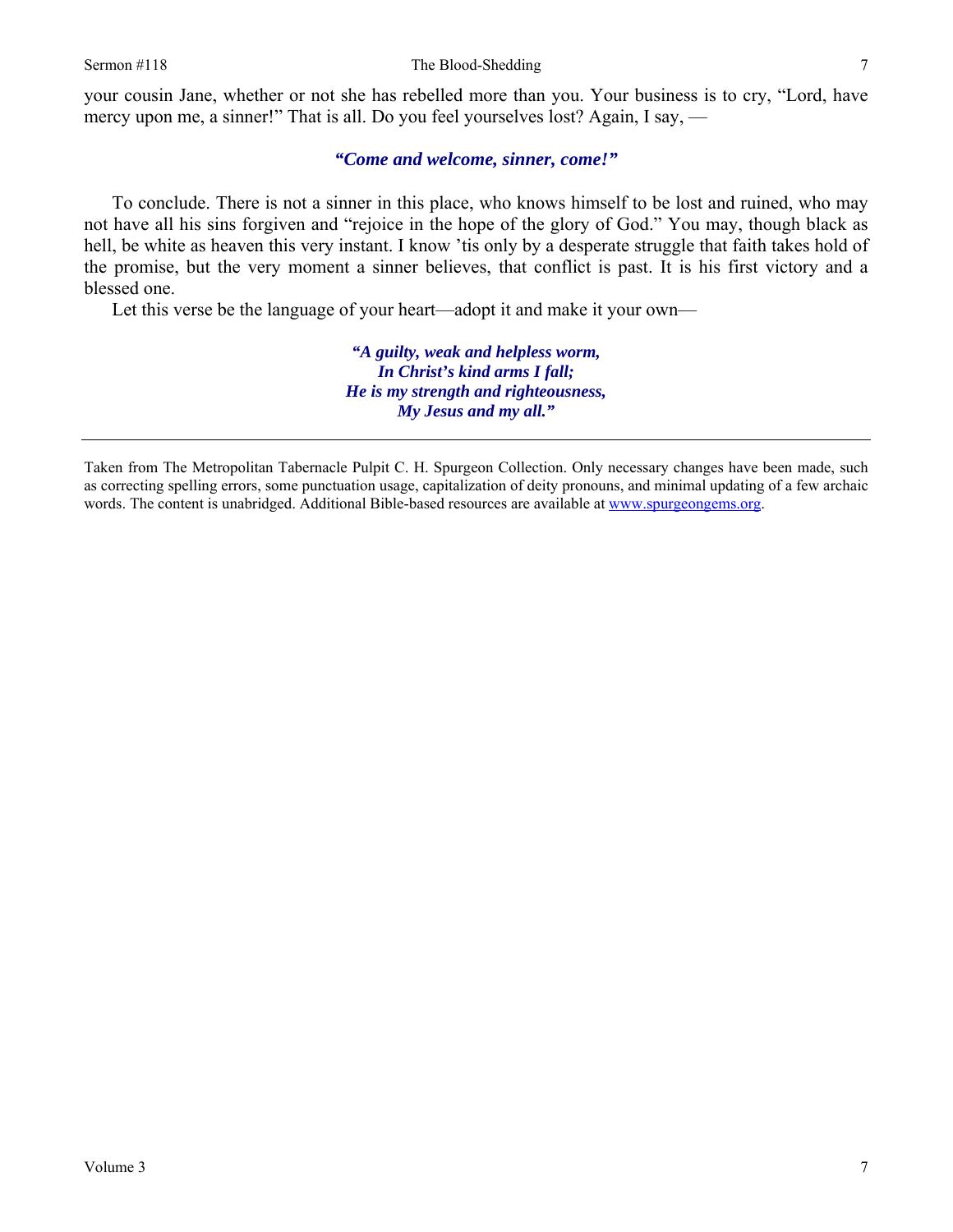your cousin Jane, whether or not she has rebelled more than you. Your business is to cry, "Lord, have mercy upon me, a sinner!" That is all. Do you feel yourselves lost? Again, I say, —

***"Come and welcome, sinner, come!"***

To conclude. There is not a sinner in this place, who knows himself to be lost and ruined, who may not have all his sins forgiven and "rejoice in the hope of the glory of God." You may, though black as hell, be white as heaven this very instant. I know 'tis only by a desperate struggle that faith takes hold of the promise, but the very moment a sinner believes, that conflict is past. It is his first victory and a blessed one.

Let this verse be the language of your heart—adopt it and make it your own—

***"A guilty, weak and helpless worm,***
***In Christ's kind arms I fall;***
***He is my strength and righteousness,***
***My Jesus and my all."***

---

Taken from The Metropolitan Tabernacle Pulpit C. H. Spurgeon Collection. Only necessary changes have been made, such as correcting spelling errors, some punctuation usage, capitalization of deity pronouns, and minimal updating of a few archaic words. The content is unabridged. Additional Bible-based resources are available at www.spurgeongems.org.